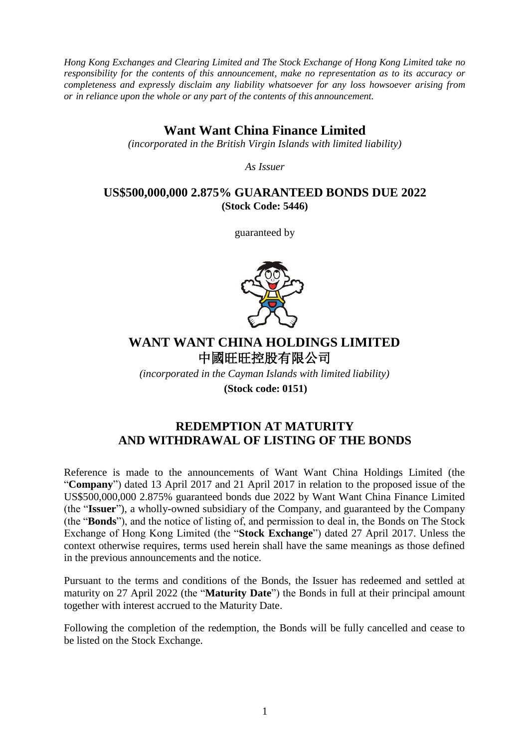*Hong Kong Exchanges and Clearing Limited and The Stock Exchange of Hong Kong Limited take no responsibility for the contents of this announcement, make no representation as to its accuracy or completeness and expressly disclaim any liability whatsoever for any loss howsoever arising from or in reliance upon the whole or any part of the contents of this announcement.*

# Want Want China Finance Limited

*(incorporated in the British Virgin Islands with limited liability)*

*As Issuer*

## US$500,000,000 2.875% GUARANTEED BONDS DUE 2022

**(Stock Code: 5446)**

guaranteed by

# WANT WANT CHINA HOLDINGS LIMITED
# 中國旺旺控股有限公司

*(incorporated in the Cayman Islands with limited liability)*

**(Stock code: 0151)**

## REDEMPTION AT MATURITY AND WITHDRAWAL OF LISTING OF THE BONDS

Reference is made to the announcements of Want Want China Holdings Limited (the "**Company**") dated 13 April 2017 and 21 April 2017 in relation to the proposed issue of the US$500,000,000 2.875% guaranteed bonds due 2022 by Want Want China Finance Limited (the "**Issuer**"), a wholly-owned subsidiary of the Company, and guaranteed by the Company (the "**Bonds**"), and the notice of listing of, and permission to deal in, the Bonds on The Stock Exchange of Hong Kong Limited (the "**Stock Exchange**") dated 27 April 2017. Unless the context otherwise requires, terms used herein shall have the same meanings as those defined in the previous announcements and the notice.

Pursuant to the terms and conditions of the Bonds, the Issuer has redeemed and settled at maturity on 27 April 2022 (the "**Maturity Date**") the Bonds in full at their principal amount together with interest accrued to the Maturity Date.

Following the completion of the redemption, the Bonds will be fully cancelled and cease to be listed on the Stock Exchange.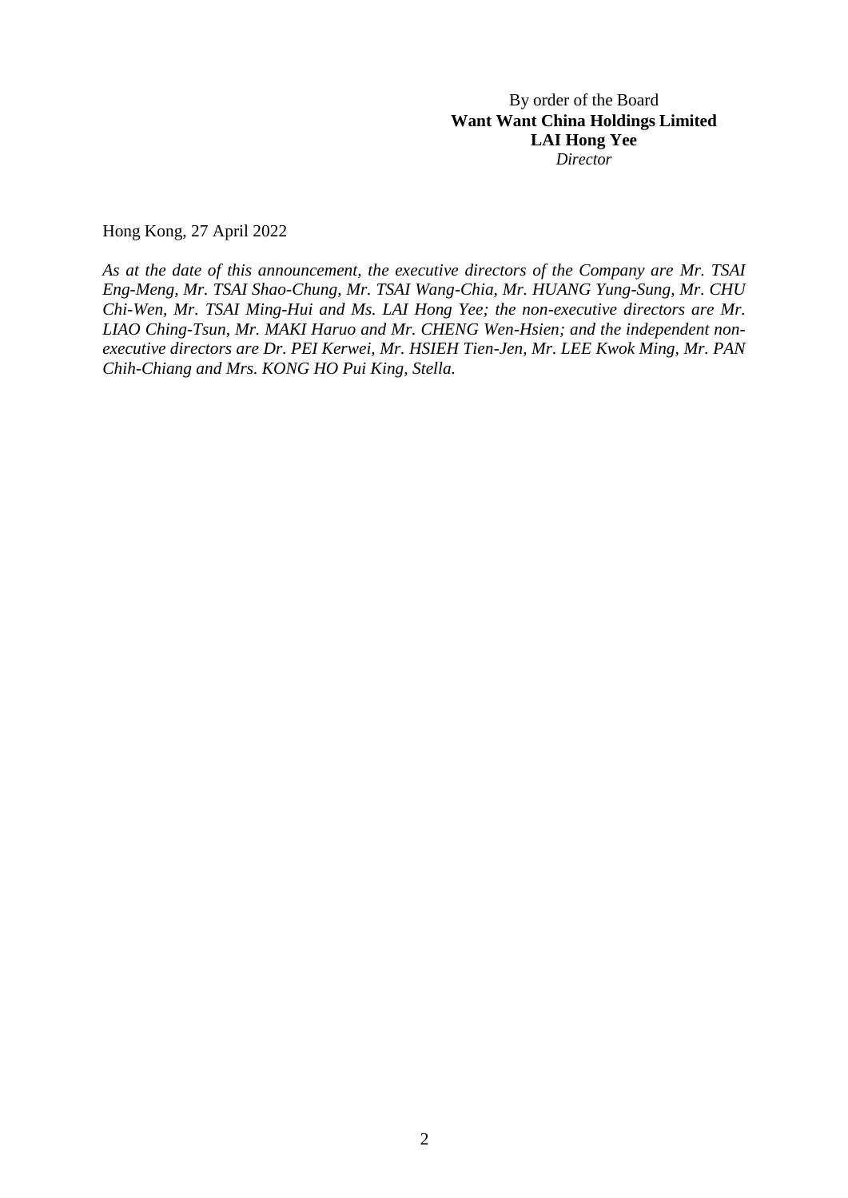By order of the Board
**Want Want China Holdings Limited**
**LAI Hong Yee**
*Director*

Hong Kong, 27 April 2022

*As at the date of this announcement, the executive directors of the Company are Mr. TSAI Eng-Meng, Mr. TSAI Shao-Chung, Mr. TSAI Wang-Chia, Mr. HUANG Yung-Sung, Mr. CHU Chi-Wen, Mr. TSAI Ming-Hui and Ms. LAI Hong Yee; the non-executive directors are Mr. LIAO Ching-Tsun, Mr. MAKI Haruo and Mr. CHENG Wen-Hsien; and the independent non-executive directors are Dr. PEI Kerwei, Mr. HSIEH Tien-Jen, Mr. LEE Kwok Ming, Mr. PAN Chih-Chiang and Mrs. KONG HO Pui King, Stella.*